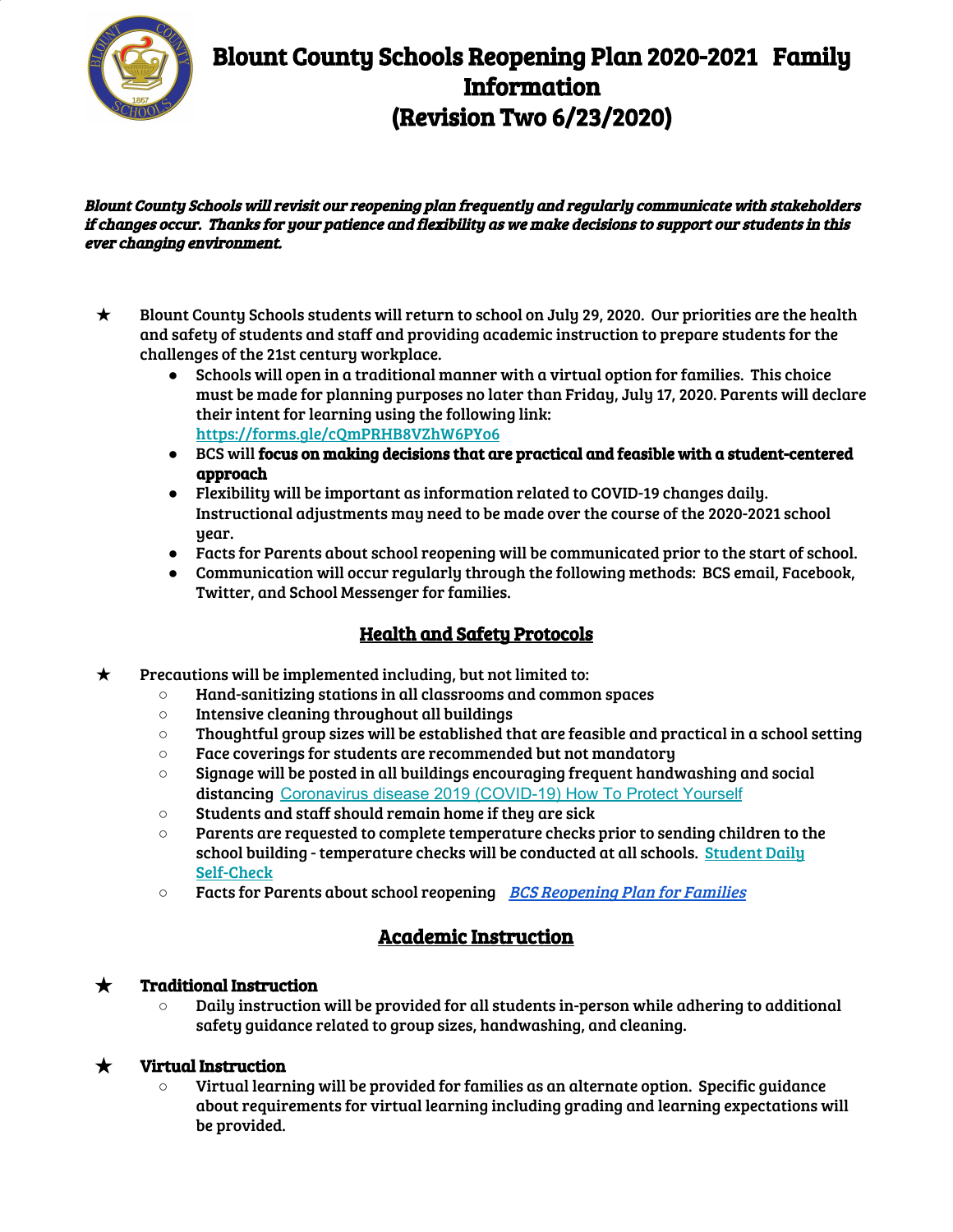# Blount County Schools Reopening Plan 2020-2021 Family Information (Revision Two 6/23/2020)

***Blount County Schools will revisit our reopening plan frequently and regularly communicate with stakeholders if changes occur. Thanks for your patience and flexibility as we make decisions to support our students in this ever changing environment.***

- Blount County Schools students will return to school on July 29, 2020. Our priorities are the health and safety of students and staff and providing academic instruction to prepare students for the challenges of the 21st century workplace.
  - Schools will open in a traditional manner with a virtual option for families. This choice must be made for planning purposes no later than Friday, July 17, 2020. Parents will declare their intent for learning using the following link: https://forms.gle/cQmPRHB8VZhW6PYo6
  - BCS will **focus on making decisions that are practical and feasible with a student-centered approach**
  - Flexibility will be important as information related to COVID-19 changes daily. Instructional adjustments may need to be made over the course of the 2020-2021 school year.
  - Facts for Parents about school reopening will be communicated prior to the start of school.
  - Communication will occur regularly through the following methods: BCS email, Facebook, Twitter, and School Messenger for families.

## Health and Safety Protocols

- Precautions will be implemented including, but not limited to:
  - Hand-sanitizing stations in all classrooms and common spaces
  - Intensive cleaning throughout all buildings
  - Thoughtful group sizes will be established that are feasible and practical in a school setting
  - Face coverings for students are recommended but not mandatory
  - Signage will be posted in all buildings encouraging frequent handwashing and social distancing Coronavirus disease 2019 (COVID-19) How To Protect Yourself
  - Students and staff should remain home if they are sick
  - Parents are requested to complete temperature checks prior to sending children to the school building - temperature checks will be conducted at all schools. Student Daily Self-Check
  - Facts for Parents about school reopening *BCS Reopening Plan for Families*

## Academic Instruction

- **Traditional Instruction**
  - Daily instruction will be provided for all students in-person while adhering to additional safety guidance related to group sizes, handwashing, and cleaning.

- **Virtual Instruction**
  - Virtual learning will be provided for families as an alternate option. Specific guidance about requirements for virtual learning including grading and learning expectations will be provided.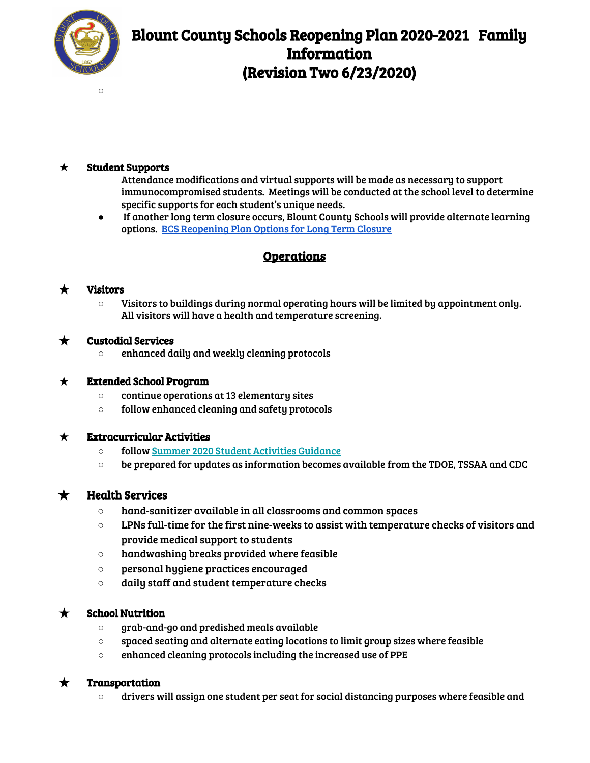# Blount County Schools Reopening Plan 2020-2021 Family Information (Revision Two 6/23/2020)

- **Student Supports**

  Attendance modifications and virtual supports will be made as necessary to support immunocompromised students. Meetings will be conducted at the school level to determine specific supports for each student's unique needs.

  - If another long term closure occurs, Blount County Schools will provide alternate learning options. [BCS Reopening Plan Options for Long Term Closure]

## Operations

- **Visitors**
  - Visitors to buildings during normal operating hours will be limited by appointment only. All visitors will have a health and temperature screening.
- **Custodial Services**
  - enhanced daily and weekly cleaning protocols
- **Extended School Program**
  - continue operations at 13 elementary sites
  - follow enhanced cleaning and safety protocols
- **Extracurricular Activities**
  - follow [Summer 2020 Student Activities Guidance]
  - be prepared for updates as information becomes available from the TDOE, TSSAA and CDC
- **Health Services**
  - hand-sanitizer available in all classrooms and common spaces
  - LPNs full-time for the first nine-weeks to assist with temperature checks of visitors and provide medical support to students
  - handwashing breaks provided where feasible
  - personal hygiene practices encouraged
  - daily staff and student temperature checks
- **School Nutrition**
  - grab-and-go and predished meals available
  - spaced seating and alternate eating locations to limit group sizes where feasible
  - enhanced cleaning protocols including the increased use of PPE
- **Transportation**
  - drivers will assign one student per seat for social distancing purposes where feasible and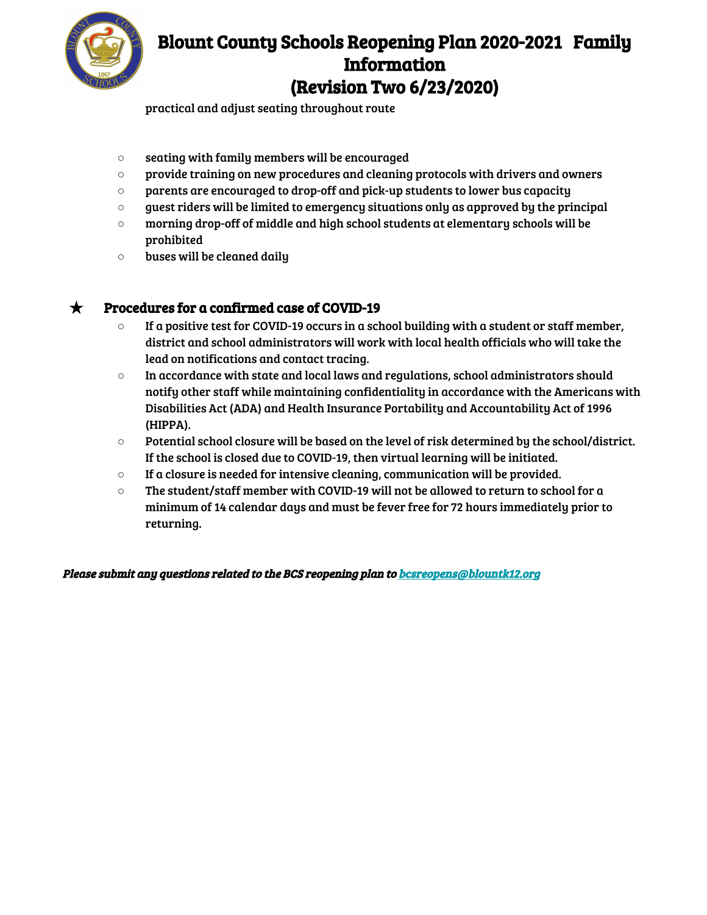practical and adjust seating throughout route

- seating with family members will be encouraged
- provide training on new procedures and cleaning protocols with drivers and owners
- parents are encouraged to drop-off and pick-up students to lower bus capacity
- guest riders will be limited to emergency situations only as approved by the principal
- morning drop-off of middle and high school students at elementary schools will be prohibited
- buses will be cleaned daily

★ **Procedures for a confirmed case of COVID-19**

- If a positive test for COVID-19 occurs in a school building with a student or staff member, district and school administrators will work with local health officials who will take the lead on notifications and contact tracing.
- In accordance with state and local laws and regulations, school administrators should notify other staff while maintaining confidentiality in accordance with the Americans with Disabilities Act (ADA) and Health Insurance Portability and Accountability Act of 1996 (HIPPA).
- Potential school closure will be based on the level of risk determined by the school/district. If the school is closed due to COVID-19, then virtual learning will be initiated.
- If a closure is needed for intensive cleaning, communication will be provided.
- The student/staff member with COVID-19 will not be allowed to return to school for a minimum of 14 calendar days and must be fever free for 72 hours immediately prior to returning.

***Please submit any questions related to the BCS reopening plan to [bcsreopens@blountk12.org](mailto:bcsreopens@blountk12.org)***